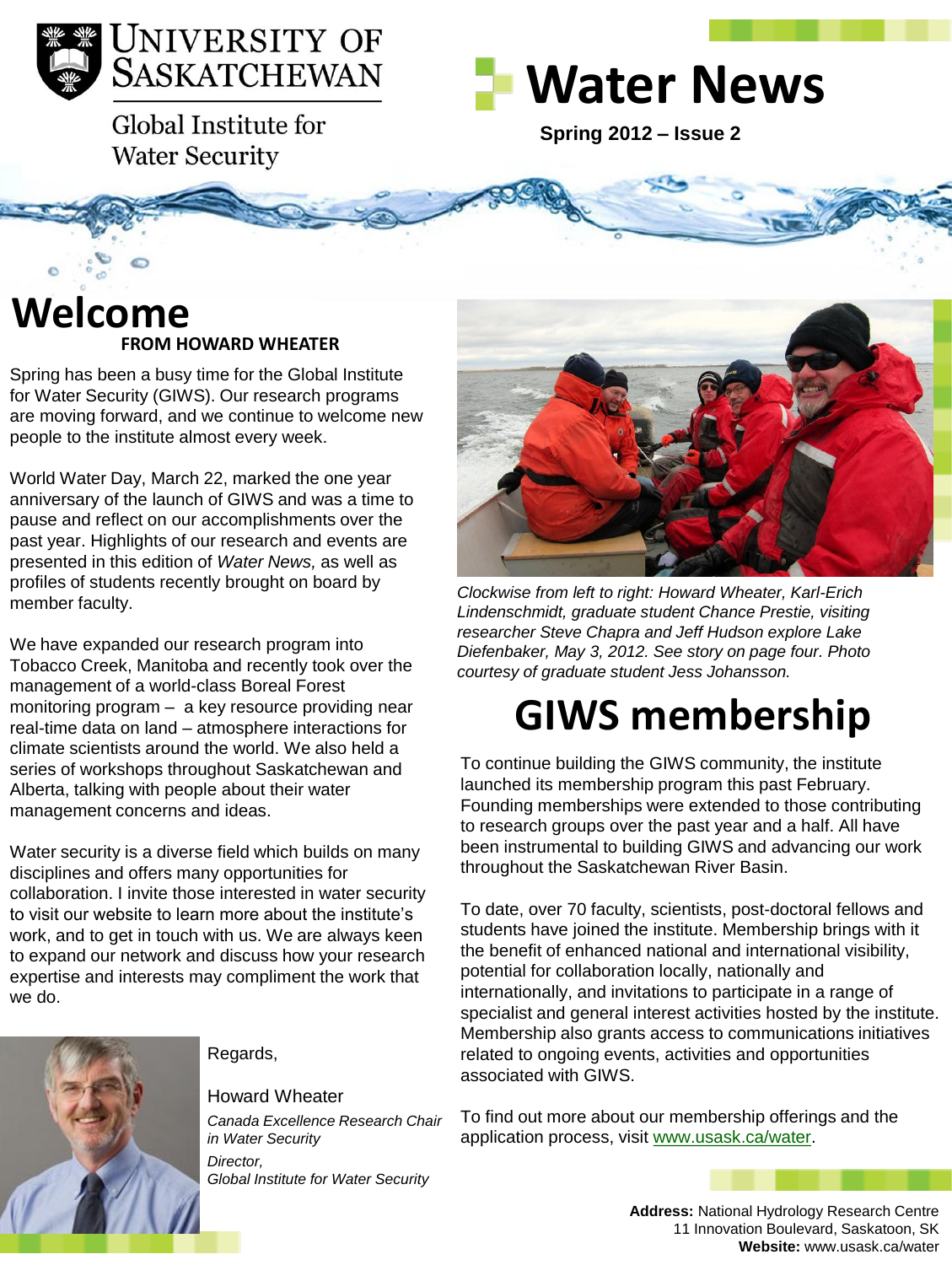University of Saskatchewan

Global Institute for Water Security

# Water News

**Spring 2012 – Issue 2**

## Welcome

**FROM HOWARD WHEATER**

Spring has been a busy time for the Global Institute for Water Security (GIWS). Our research programs are moving forward, and we continue to welcome new people to the institute almost every week.

World Water Day, March 22, marked the one year anniversary of the launch of GIWS and was a time to pause and reflect on our accomplishments over the past year. Highlights of our research and events are presented in this edition of *Water News,* as well as profiles of students recently brought on board by member faculty.

We have expanded our research program into Tobacco Creek, Manitoba and recently took over the management of a world-class Boreal Forest monitoring program – a key resource providing near real-time data on land – atmosphere interactions for climate scientists around the world. We also held a series of workshops throughout Saskatchewan and Alberta, talking with people about their water management concerns and ideas.

Water security is a diverse field which builds on many disciplines and offers many opportunities for collaboration. I invite those interested in water security to visit our website to learn more about the institute's work, and to get in touch with us. We are always keen to expand our network and discuss how your research expertise and interests may compliment the work that we do.

Regards,

Howard Wheater

*Canada Excellence Research Chair in Water Security*

*Director,*
*Global Institute for Water Security*

*Clockwise from left to right: Howard Wheater, Karl-Erich Lindenschmidt, graduate student Chance Prestie, visiting researcher Steve Chapra and Jeff Hudson explore Lake Diefenbaker, May 3, 2012. See story on page four. Photo courtesy of graduate student Jess Johansson.*

## GIWS membership

To continue building the GIWS community, the institute launched its membership program this past February. Founding memberships were extended to those contributing to research groups over the past year and a half. All have been instrumental to building GIWS and advancing our work throughout the Saskatchewan River Basin.

To date, over 70 faculty, scientists, post-doctoral fellows and students have joined the institute. Membership brings with it the benefit of enhanced national and international visibility, potential for collaboration locally, nationally and internationally, and invitations to participate in a range of specialist and general interest activities hosted by the institute. Membership also grants access to communications initiatives related to ongoing events, activities and opportunities associated with GIWS.

To find out more about our membership offerings and the application process, visit www.usask.ca/water.

**Address:** National Hydrology Research Centre
11 Innovation Boulevard, Saskatoon, SK
**Website:** www.usask.ca/water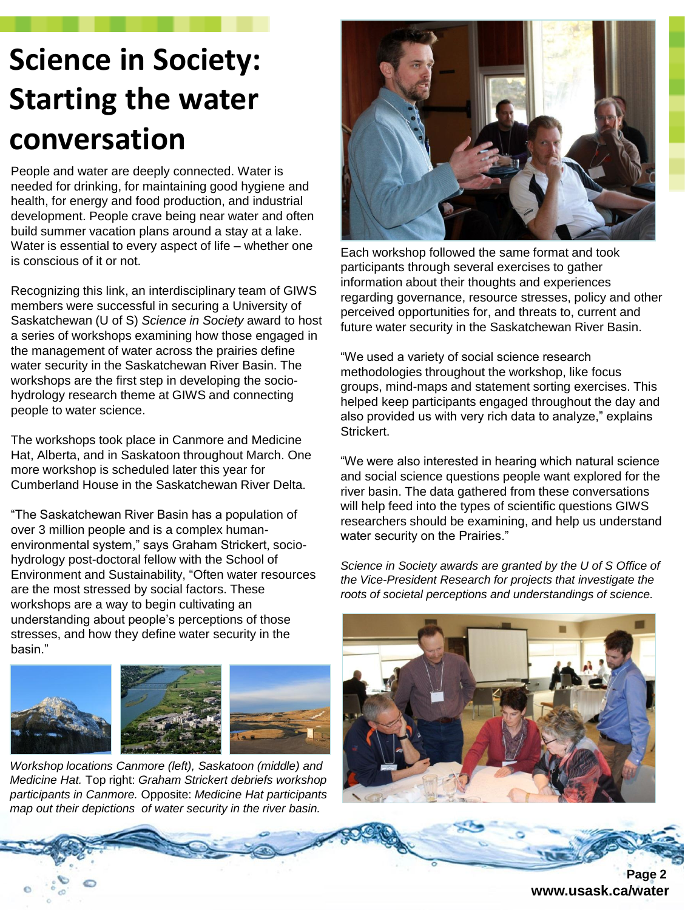# Science in Society: Starting the water conversation

People and water are deeply connected. Water is needed for drinking, for maintaining good hygiene and health, for energy and food production, and industrial development. People crave being near water and often build summer vacation plans around a stay at a lake. Water is essential to every aspect of life – whether one is conscious of it or not.

Recognizing this link, an interdisciplinary team of GIWS members were successful in securing a University of Saskatchewan (U of S) *Science in Society* award to host a series of workshops examining how those engaged in the management of water across the prairies define water security in the Saskatchewan River Basin. The workshops are the first step in developing the socio-hydrology research theme at GIWS and connecting people to water science.

The workshops took place in Canmore and Medicine Hat, Alberta, and in Saskatoon throughout March. One more workshop is scheduled later this year for Cumberland House in the Saskatchewan River Delta.

"The Saskatchewan River Basin has a population of over 3 million people and is a complex human-environmental system," says Graham Strickert, socio-hydrology post-doctoral fellow with the School of Environment and Sustainability, "Often water resources are the most stressed by social factors. These workshops are a way to begin cultivating an understanding about people's perceptions of those stresses, and how they define water security in the basin."

*Workshop locations Canmore (left), Saskatoon (middle) and Medicine Hat.* Top right: *Graham Strickert debriefs workshop participants in Canmore.* Opposite: *Medicine Hat participants map out their depictions of water security in the river basin.*

Each workshop followed the same format and took participants through several exercises to gather information about their thoughts and experiences regarding governance, resource stresses, policy and other perceived opportunities for, and threats to, current and future water security in the Saskatchewan River Basin.

"We used a variety of social science research methodologies throughout the workshop, like focus groups, mind-maps and statement sorting exercises. This helped keep participants engaged throughout the day and also provided us with very rich data to analyze," explains Strickert.

"We were also interested in hearing which natural science and social science questions people want explored for the river basin. The data gathered from these conversations will help feed into the types of scientific questions GIWS researchers should be examining, and help us understand water security on the Prairies."

*Science in Society awards are granted by the U of S Office of the Vice-President Research for projects that investigate the roots of societal perceptions and understandings of science.*

www.usask.ca/water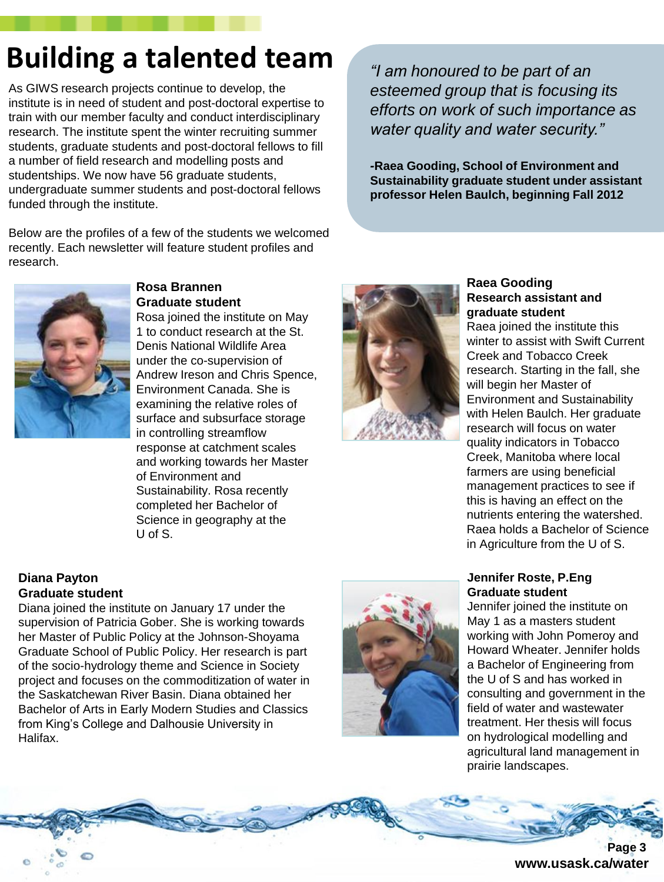# Building a talented team

As GIWS research projects continue to develop, the institute is in need of student and post-doctoral expertise to train with our member faculty and conduct interdisciplinary research. The institute spent the winter recruiting summer students, graduate students and post-doctoral fellows to fill a number of field research and modelling posts and studentships. We now have 56 graduate students, undergraduate summer students and post-doctoral fellows funded through the institute.

Below are the profiles of a few of the students we welcomed recently. Each newsletter will feature student profiles and research.

> *"I am honoured to be part of an esteemed group that is focusing its efforts on work of such importance as water quality and water security."*
>
> **-Raea Gooding, School of Environment and Sustainability graduate student under assistant professor Helen Baulch, beginning Fall 2012**

**Rosa Brannen**
**Graduate student**

Rosa joined the institute on May 1 to conduct research at the St. Denis National Wildlife Area under the co-supervision of Andrew Ireson and Chris Spence, Environment Canada. She is examining the relative roles of surface and subsurface storage in controlling streamflow response at catchment scales and working towards her Master of Environment and Sustainability. Rosa recently completed her Bachelor of Science in geography at the U of S.

**Raea Gooding**
**Research assistant and graduate student**

Raea joined the institute this winter to assist with Swift Current Creek and Tobacco Creek research. Starting in the fall, she will begin her Master of Environment and Sustainability with Helen Baulch. Her graduate research will focus on water quality indicators in Tobacco Creek, Manitoba where local farmers are using beneficial management practices to see if this is having an effect on the nutrients entering the watershed. Raea holds a Bachelor of Science in Agriculture from the U of S.

**Diana Payton**
**Graduate student**

Diana joined the institute on January 17 under the supervision of Patricia Gober. She is working towards her Master of Public Policy at the Johnson-Shoyama Graduate School of Public Policy. Her research is part of the socio-hydrology theme and Science in Society project and focuses on the commoditization of water in the Saskatchewan River Basin. Diana obtained her Bachelor of Arts in Early Modern Studies and Classics from King's College and Dalhousie University in Halifax.

**Jennifer Roste, P.Eng**
**Graduate student**

Jennifer joined the institute on May 1 as a masters student working with John Pomeroy and Howard Wheater. Jennifer holds a Bachelor of Engineering from the U of S and has worked in consulting and government in the field of water and wastewater treatment. Her thesis will focus on hydrological modelling and agricultural land management in prairie landscapes.

www.usask.ca/water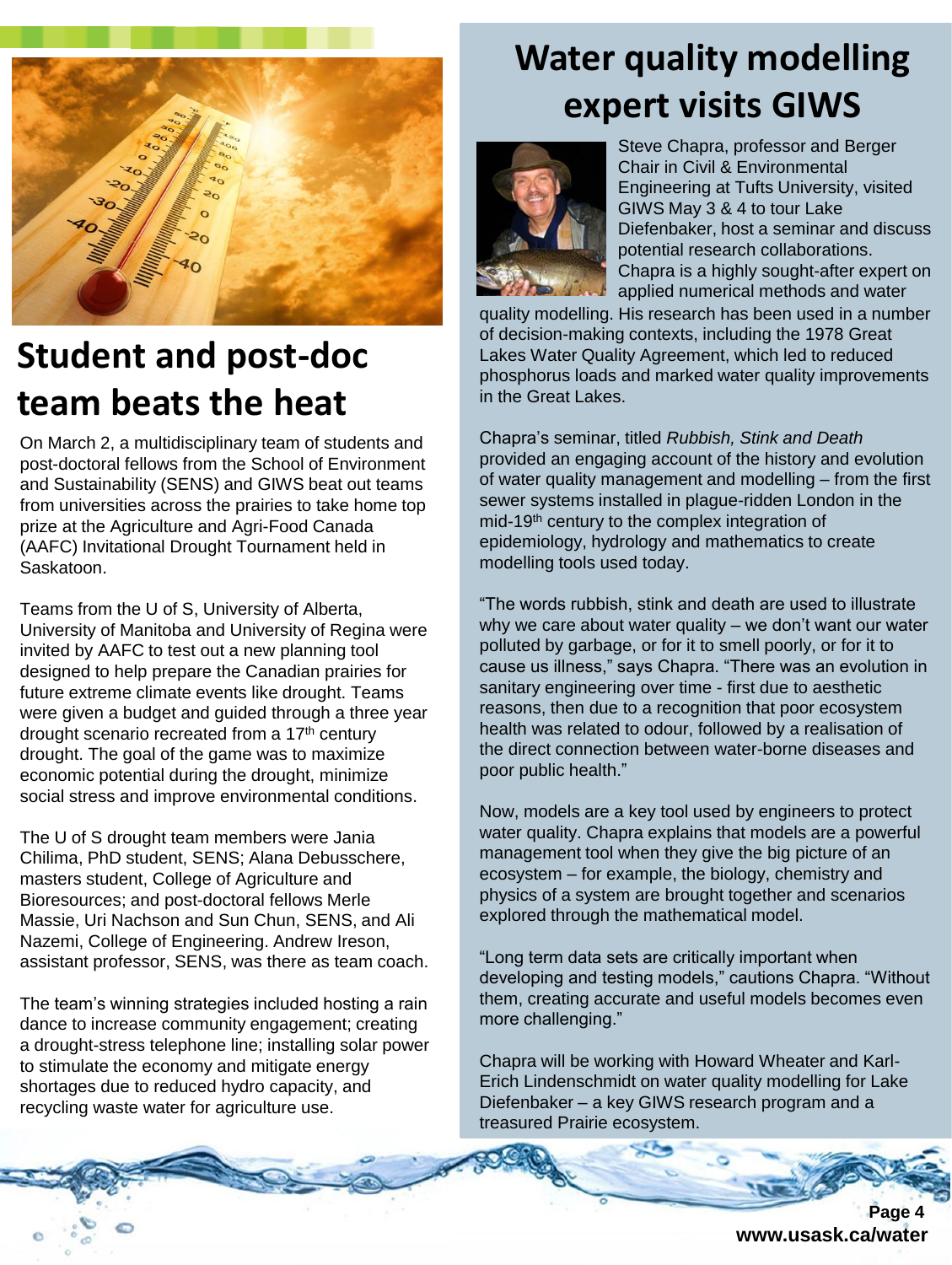# Student and post-doc team beats the heat

On March 2, a multidisciplinary team of students and post-doctoral fellows from the School of Environment and Sustainability (SENS) and GIWS beat out teams from universities across the prairies to take home top prize at the Agriculture and Agri-Food Canada (AAFC) Invitational Drought Tournament held in Saskatoon.

Teams from the U of S, University of Alberta, University of Manitoba and University of Regina were invited by AAFC to test out a new planning tool designed to help prepare the Canadian prairies for future extreme climate events like drought. Teams were given a budget and guided through a three year drought scenario recreated from a 17th century drought. The goal of the game was to maximize economic potential during the drought, minimize social stress and improve environmental conditions.

The U of S drought team members were Jania Chilima, PhD student, SENS; Alana Debusschere, masters student, College of Agriculture and Bioresources; and post-doctoral fellows Merle Massie, Uri Nachson and Sun Chun, SENS, and Ali Nazemi, College of Engineering. Andrew Ireson, assistant professor, SENS, was there as team coach.

The team's winning strategies included hosting a rain dance to increase community engagement; creating a drought-stress telephone line; installing solar power to stimulate the economy and mitigate energy shortages due to reduced hydro capacity, and recycling waste water for agriculture use.

# Water quality modelling expert visits GIWS

Steve Chapra, professor and Berger Chair in Civil & Environmental Engineering at Tufts University, visited GIWS May 3 & 4 to tour Lake Diefenbaker, host a seminar and discuss potential research collaborations. Chapra is a highly sought-after expert on applied numerical methods and water quality modelling. His research has been used in a number of decision-making contexts, including the 1978 Great Lakes Water Quality Agreement, which led to reduced phosphorus loads and marked water quality improvements in the Great Lakes.

Chapra's seminar, titled *Rubbish, Stink and Death* provided an engaging account of the history and evolution of water quality management and modelling – from the first sewer systems installed in plague-ridden London in the mid-19th century to the complex integration of epidemiology, hydrology and mathematics to create modelling tools used today.

"The words rubbish, stink and death are used to illustrate why we care about water quality – we don't want our water polluted by garbage, or for it to smell poorly, or for it to cause us illness," says Chapra. "There was an evolution in sanitary engineering over time - first due to aesthetic reasons, then due to a recognition that poor ecosystem health was related to odour, followed by a realisation of the direct connection between water-borne diseases and poor public health."

Now, models are a key tool used by engineers to protect water quality. Chapra explains that models are a powerful management tool when they give the big picture of an ecosystem – for example, the biology, chemistry and physics of a system are brought together and scenarios explored through the mathematical model.

"Long term data sets are critically important when developing and testing models," cautions Chapra. "Without them, creating accurate and useful models becomes even more challenging."

Chapra will be working with Howard Wheater and Karl-Erich Lindenschmidt on water quality modelling for Lake Diefenbaker – a key GIWS research program and a treasured Prairie ecosystem.

www.usask.ca/water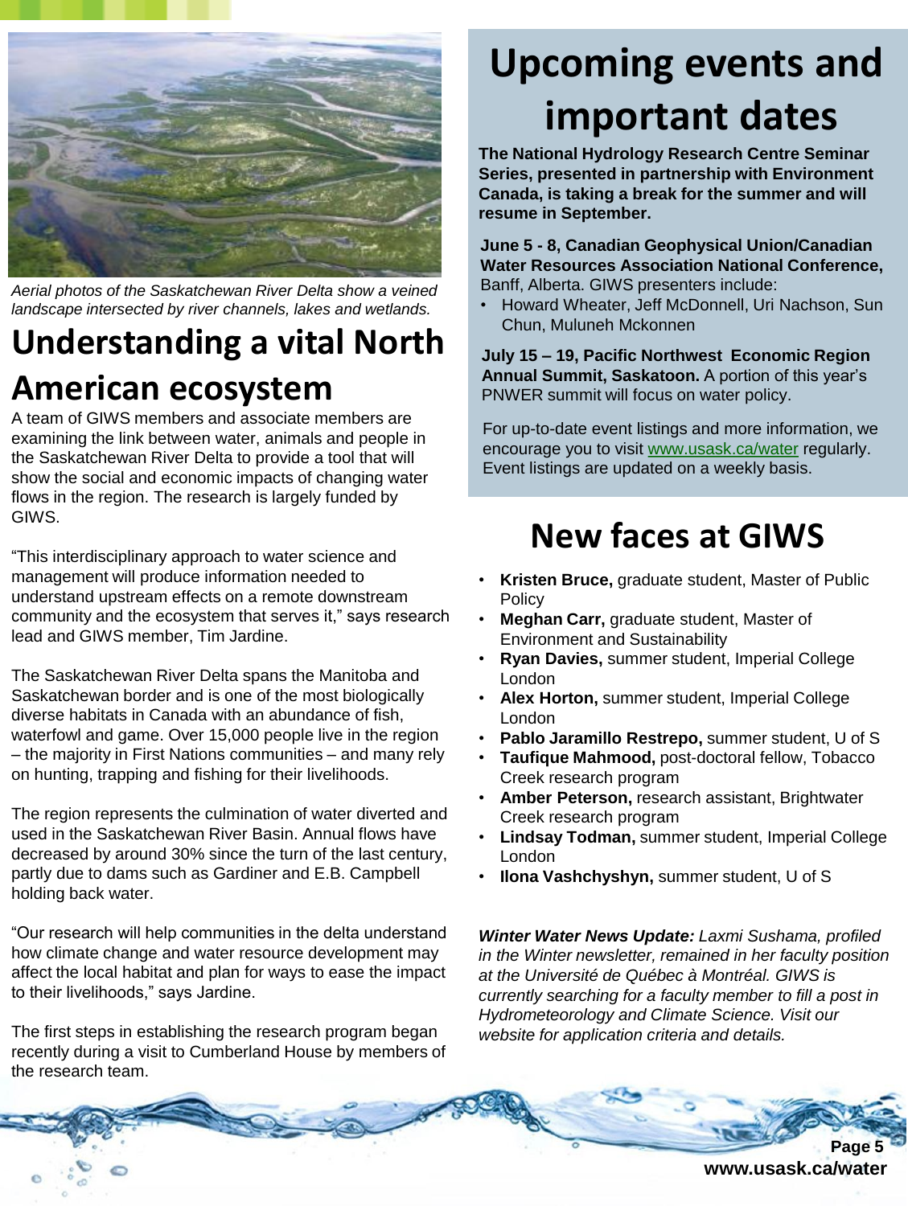Aerial photos of the Saskatchewan River Delta show a veined landscape intersected by river channels, lakes and wetlands.

# Understanding a vital North American ecosystem

A team of GIWS members and associate members are examining the link between water, animals and people in the Saskatchewan River Delta to provide a tool that will show the social and economic impacts of changing water flows in the region. The research is largely funded by GIWS.

"This interdisciplinary approach to water science and management will produce information needed to understand upstream effects on a remote downstream community and the ecosystem that serves it," says research lead and GIWS member, Tim Jardine.

The Saskatchewan River Delta spans the Manitoba and Saskatchewan border and is one of the most biologically diverse habitats in Canada with an abundance of fish, waterfowl and game. Over 15,000 people live in the region – the majority in First Nations communities – and many rely on hunting, trapping and fishing for their livelihoods.

The region represents the culmination of water diverted and used in the Saskatchewan River Basin. Annual flows have decreased by around 30% since the turn of the last century, partly due to dams such as Gardiner and E.B. Campbell holding back water.

"Our research will help communities in the delta understand how climate change and water resource development may affect the local habitat and plan for ways to ease the impact to their livelihoods," says Jardine.

The first steps in establishing the research program began recently during a visit to Cumberland House by members of the research team.

# Upcoming events and important dates

**The National Hydrology Research Centre Seminar Series, presented in partnership with Environment Canada, is taking a break for the summer and will resume in September.**

**June 5 - 8, Canadian Geophysical Union/Canadian Water Resources Association National Conference,** Banff, Alberta. GIWS presenters include:

- Howard Wheater, Jeff McDonnell, Uri Nachson, Sun Chun, Muluneh Mckonnen

**July 15 – 19, Pacific Northwest Economic Region Annual Summit, Saskatoon.** A portion of this year's PNWER summit will focus on water policy.

For up-to-date event listings and more information, we encourage you to visit www.usask.ca/water regularly. Event listings are updated on a weekly basis.

# New faces at GIWS

- **Kristen Bruce,** graduate student, Master of Public Policy
- **Meghan Carr,** graduate student, Master of Environment and Sustainability
- **Ryan Davies,** summer student, Imperial College London
- **Alex Horton,** summer student, Imperial College London
- **Pablo Jaramillo Restrepo,** summer student, U of S
- **Taufique Mahmood,** post-doctoral fellow, Tobacco Creek research program
- **Amber Peterson,** research assistant, Brightwater Creek research program
- **Lindsay Todman,** summer student, Imperial College London
- **Ilona Vashchyshyn,** summer student, U of S

***Winter Water News Update:*** *Laxmi Sushama, profiled in the Winter newsletter, remained in her faculty position at the Université de Québec à Montréal. GIWS is currently searching for a faculty member to fill a post in Hydrometeorology and Climate Science. Visit our website for application criteria and details.*